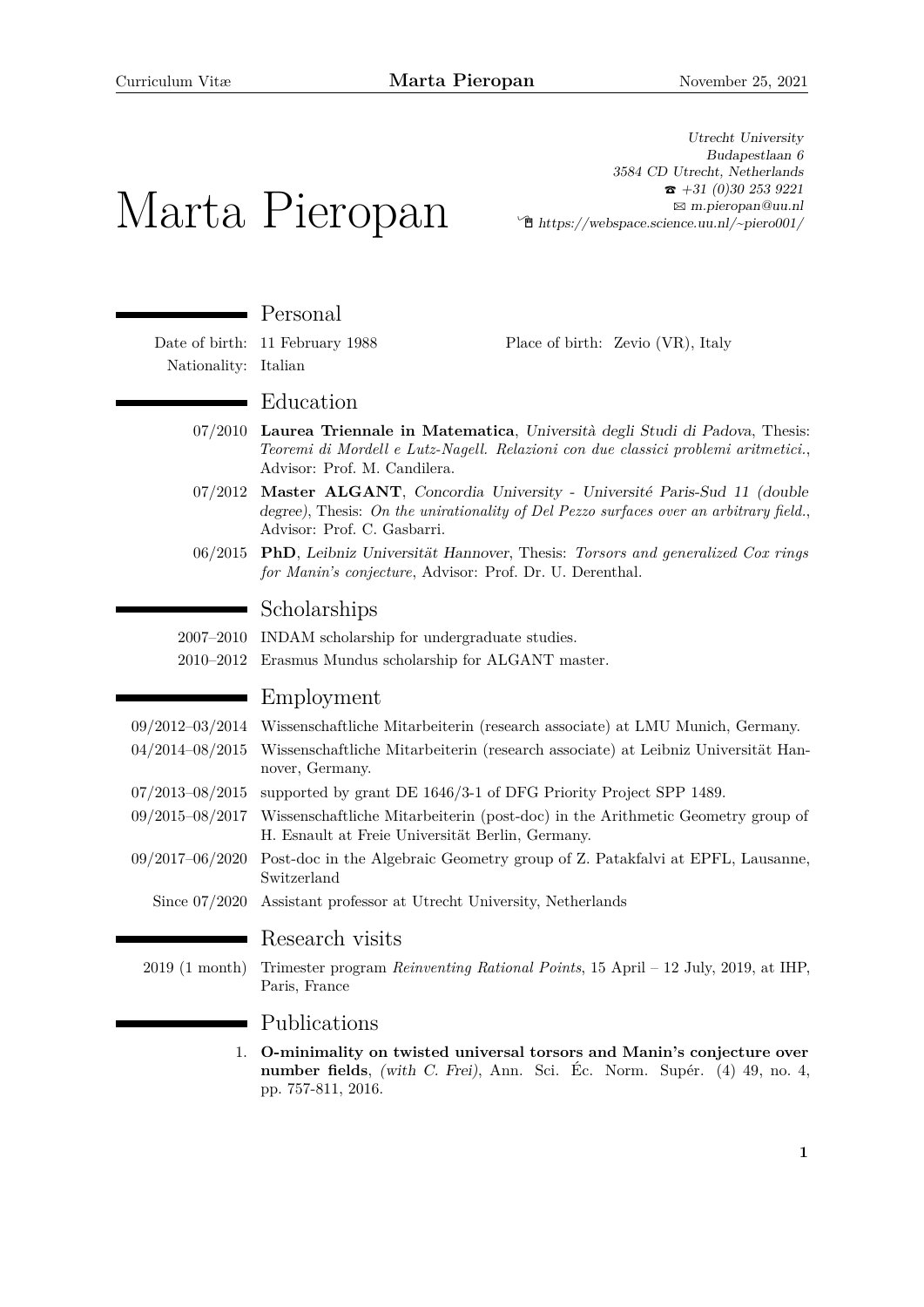# Marta Pieropan

*Utrecht University*
*Budapestlaan 6*
*3584 CD Utrecht, Netherlands*
☎ *+31 (0)30 253 9221*
✉ *m.pieropan@uu.nl*
🖱 *https://webspace.science.uu.nl/~piero001/*

## Personal

Date of birth: 11 February 1988
Place of birth: Zevio (VR), Italy
Nationality: Italian

## Education

- 07/2010 **Laurea Triennale in Matematica**, *Università degli Studi di Padova*, Thesis: *Teoremi di Mordell e Lutz-Nagell. Relazioni con due classici problemi aritmetici.*, Advisor: Prof. M. Candilera.
- 07/2012 **Master ALGANT**, *Concordia University - Université Paris-Sud 11 (double degree)*, Thesis: *On the unirationality of Del Pezzo surfaces over an arbitrary field.*, Advisor: Prof. C. Gasbarri.
- 06/2015 **PhD**, *Leibniz Universität Hannover*, Thesis: *Torsors and generalized Cox rings for Manin's conjecture*, Advisor: Prof. Dr. U. Derenthal.

## Scholarships

- 2007–2010 INDAM scholarship for undergraduate studies.
- 2010–2012 Erasmus Mundus scholarship for ALGANT master.

## Employment

- 09/2012–03/2014 Wissenschaftliche Mitarbeiterin (research associate) at LMU Munich, Germany.
- 04/2014–08/2015 Wissenschaftliche Mitarbeiterin (research associate) at Leibniz Universität Hannover, Germany.
- 07/2013–08/2015 supported by grant DE 1646/3-1 of DFG Priority Project SPP 1489.
- 09/2015–08/2017 Wissenschaftliche Mitarbeiterin (post-doc) in the Arithmetic Geometry group of H. Esnault at Freie Universität Berlin, Germany.
- 09/2017–06/2020 Post-doc in the Algebraic Geometry group of Z. Patakfalvi at EPFL, Lausanne, Switzerland
- Since 07/2020 Assistant professor at Utrecht University, Netherlands

## Research visits

- 2019 (1 month) Trimester program *Reinventing Rational Points*, 15 April – 12 July, 2019, at IHP, Paris, France

## Publications

1. **O-minimality on twisted universal torsors and Manin's conjecture over number fields**, *(with C. Frei)*, Ann. Sci. Éc. Norm. Supér. (4) 49, no. 4, pp. 757-811, 2016.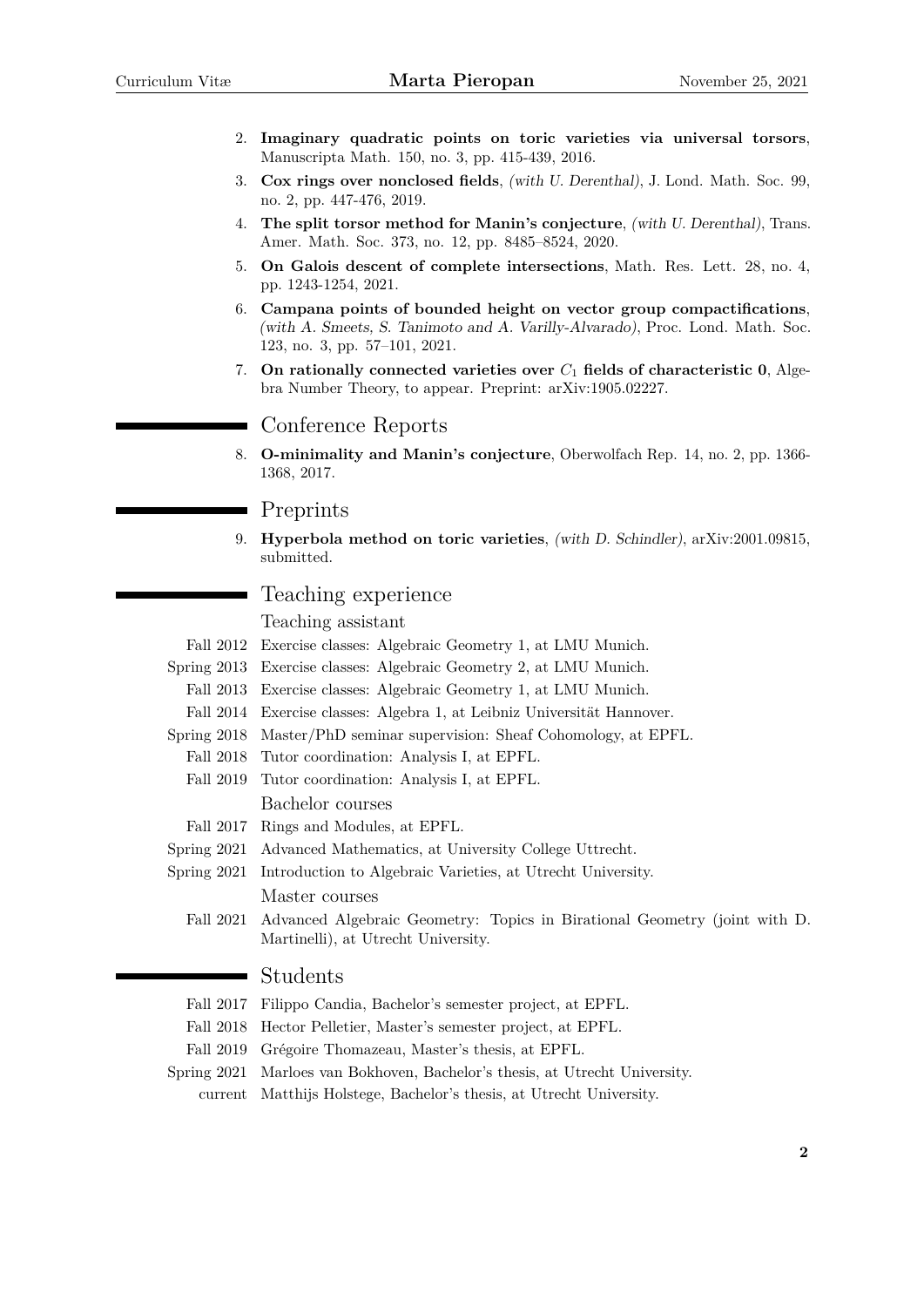2. **Imaginary quadratic points on toric varieties via universal torsors**, Manuscripta Math. 150, no. 3, pp. 415-439, 2016.
3. **Cox rings over nonclosed fields**, *(with U. Derenthal)*, J. Lond. Math. Soc. 99, no. 2, pp. 447-476, 2019.
4. **The split torsor method for Manin's conjecture**, *(with U. Derenthal)*, Trans. Amer. Math. Soc. 373, no. 12, pp. 8485–8524, 2020.
5. **On Galois descent of complete intersections**, Math. Res. Lett. 28, no. 4, pp. 1243-1254, 2021.
6. **Campana points of bounded height on vector group compactifications**, *(with A. Smeets, S. Tanimoto and A. Varilly-Alvarado)*, Proc. Lond. Math. Soc. 123, no. 3, pp. 57–101, 2021.
7. **On rationally connected varieties over $C_1$ fields of characteristic 0**, Algebra Number Theory, to appear. Preprint: arXiv:1905.02227.

## Conference Reports

8. **O-minimality and Manin's conjecture**, Oberwolfach Rep. 14, no. 2, pp. 1366-1368, 2017.

## Preprints

9. **Hyperbola method on toric varieties**, *(with D. Schindler)*, arXiv:2001.09815, submitted.

## Teaching experience

### Teaching assistant

- Fall 2012 — Exercise classes: Algebraic Geometry 1, at LMU Munich.
- Spring 2013 — Exercise classes: Algebraic Geometry 2, at LMU Munich.
- Fall 2013 — Exercise classes: Algebraic Geometry 1, at LMU Munich.
- Fall 2014 — Exercise classes: Algebra 1, at Leibniz Universität Hannover.
- Spring 2018 — Master/PhD seminar supervision: Sheaf Cohomology, at EPFL.
- Fall 2018 — Tutor coordination: Analysis I, at EPFL.
- Fall 2019 — Tutor coordination: Analysis I, at EPFL.

### Bachelor courses

- Fall 2017 — Rings and Modules, at EPFL.
- Spring 2021 — Advanced Mathematics, at University College Uttrecht.
- Spring 2021 — Introduction to Algebraic Varieties, at Utrecht University.

### Master courses

- Fall 2021 — Advanced Algebraic Geometry: Topics in Birational Geometry (joint with D. Martinelli), at Utrecht University.

## Students

- Fall 2017 — Filippo Candia, Bachelor's semester project, at EPFL.
- Fall 2018 — Hector Pelletier, Master's semester project, at EPFL.
- Fall 2019 — Grégoire Thomazeau, Master's thesis, at EPFL.
- Spring 2021 — Marloes van Bokhoven, Bachelor's thesis, at Utrecht University.
- current — Matthijs Holstege, Bachelor's thesis, at Utrecht University.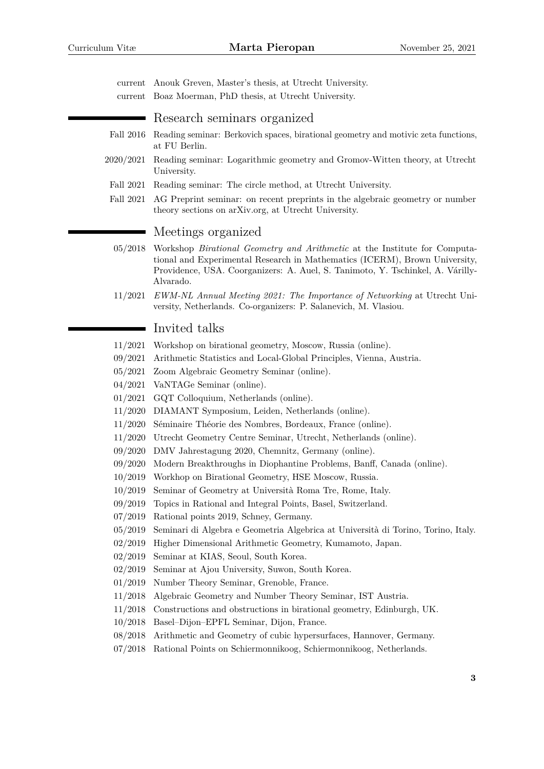current Anouk Greven, Master's thesis, at Utrecht University.

current Boaz Moerman, PhD thesis, at Utrecht University.

## Research seminars organized

Fall 2016 Reading seminar: Berkovich spaces, birational geometry and motivic zeta functions, at FU Berlin.

2020/2021 Reading seminar: Logarithmic geometry and Gromov-Witten theory, at Utrecht University.

Fall 2021 Reading seminar: The circle method, at Utrecht University.

Fall 2021 AG Preprint seminar: on recent preprints in the algebraic geometry or number theory sections on arXiv.org, at Utrecht University.

## Meetings organized

05/2018 Workshop *Birational Geometry and Arithmetic* at the Institute for Computational and Experimental Research in Mathematics (ICERM), Brown University, Providence, USA. Coorganizers: A. Auel, S. Tanimoto, Y. Tschinkel, A. Várilly-Alvarado.

11/2021 *EWM-NL Annual Meeting 2021: The Importance of Networking* at Utrecht University, Netherlands. Co-organizers: P. Salanevich, M. Vlasiou.

## Invited talks

11/2021 Workshop on birational geometry, Moscow, Russia (online).

09/2021 Arithmetic Statistics and Local-Global Principles, Vienna, Austria.

05/2021 Zoom Algebraic Geometry Seminar (online).

04/2021 VaNTAGe Seminar (online).

01/2021 GQT Colloquium, Netherlands (online).

11/2020 DIAMANT Symposium, Leiden, Netherlands (online).

11/2020 Séminaire Théorie des Nombres, Bordeaux, France (online).

11/2020 Utrecht Geometry Centre Seminar, Utrecht, Netherlands (online).

09/2020 DMV Jahrestagung 2020, Chemnitz, Germany (online).

09/2020 Modern Breakthroughs in Diophantine Problems, Banff, Canada (online).

10/2019 Workhop on Birational Geometry, HSE Moscow, Russia.

10/2019 Seminar of Geometry at Università Roma Tre, Rome, Italy.

09/2019 Topics in Rational and Integral Points, Basel, Switzerland.

07/2019 Rational points 2019, Schney, Germany.

05/2019 Seminari di Algebra e Geometria Algebrica at Università di Torino, Torino, Italy.

02/2019 Higher Dimensional Arithmetic Geometry, Kumamoto, Japan.

02/2019 Seminar at KIAS, Seoul, South Korea.

02/2019 Seminar at Ajou University, Suwon, South Korea.

01/2019 Number Theory Seminar, Grenoble, France.

11/2018 Algebraic Geometry and Number Theory Seminar, IST Austria.

11/2018 Constructions and obstructions in birational geometry, Edinburgh, UK.

10/2018 Basel–Dijon–EPFL Seminar, Dijon, France.

08/2018 Arithmetic and Geometry of cubic hypersurfaces, Hannover, Germany.

07/2018 Rational Points on Schiermonnikoog, Schiermonnikoog, Netherlands.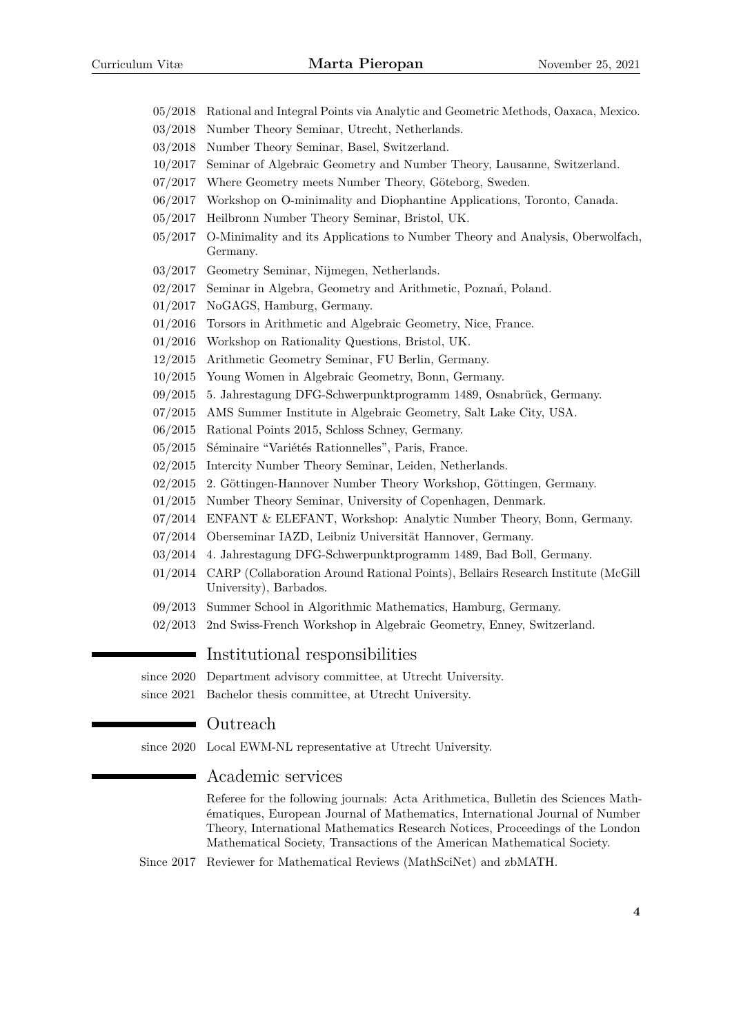- 05/2018 Rational and Integral Points via Analytic and Geometric Methods, Oaxaca, Mexico.
- 03/2018 Number Theory Seminar, Utrecht, Netherlands.
- 03/2018 Number Theory Seminar, Basel, Switzerland.
- 10/2017 Seminar of Algebraic Geometry and Number Theory, Lausanne, Switzerland.
- 07/2017 Where Geometry meets Number Theory, Göteborg, Sweden.
- 06/2017 Workshop on O-minimality and Diophantine Applications, Toronto, Canada.
- 05/2017 Heilbronn Number Theory Seminar, Bristol, UK.
- 05/2017 O-Minimality and its Applications to Number Theory and Analysis, Oberwolfach, Germany.
- 03/2017 Geometry Seminar, Nijmegen, Netherlands.
- 02/2017 Seminar in Algebra, Geometry and Arithmetic, Poznań, Poland.
- 01/2017 NoGAGS, Hamburg, Germany.
- 01/2016 Torsors in Arithmetic and Algebraic Geometry, Nice, France.
- 01/2016 Workshop on Rationality Questions, Bristol, UK.
- 12/2015 Arithmetic Geometry Seminar, FU Berlin, Germany.
- 10/2015 Young Women in Algebraic Geometry, Bonn, Germany.
- 09/2015 5. Jahrestagung DFG-Schwerpunktprogramm 1489, Osnabrück, Germany.
- 07/2015 AMS Summer Institute in Algebraic Geometry, Salt Lake City, USA.
- 06/2015 Rational Points 2015, Schloss Schney, Germany.
- 05/2015 Séminaire "Variétés Rationnelles", Paris, France.
- 02/2015 Intercity Number Theory Seminar, Leiden, Netherlands.
- 02/2015 2. Göttingen-Hannover Number Theory Workshop, Göttingen, Germany.
- 01/2015 Number Theory Seminar, University of Copenhagen, Denmark.
- 07/2014 ENFANT & ELEFANT, Workshop: Analytic Number Theory, Bonn, Germany.
- 07/2014 Oberseminar IAZD, Leibniz Universität Hannover, Germany.
- 03/2014 4. Jahrestagung DFG-Schwerpunktprogramm 1489, Bad Boll, Germany.
- 01/2014 CARP (Collaboration Around Rational Points), Bellairs Research Institute (McGill University), Barbados.
- 09/2013 Summer School in Algorithmic Mathematics, Hamburg, Germany.
- 02/2013 2nd Swiss-French Workshop in Algebraic Geometry, Enney, Switzerland.

## Institutional responsibilities

- since 2020 Department advisory committee, at Utrecht University.
- since 2021 Bachelor thesis committee, at Utrecht University.

## Outreach

- since 2020 Local EWM-NL representative at Utrecht University.

## Academic services

Referee for the following journals: Acta Arithmetica, Bulletin des Sciences Mathématiques, European Journal of Mathematics, International Journal of Number Theory, International Mathematics Research Notices, Proceedings of the London Mathematical Society, Transactions of the American Mathematical Society.

- Since 2017 Reviewer for Mathematical Reviews (MathSciNet) and zbMATH.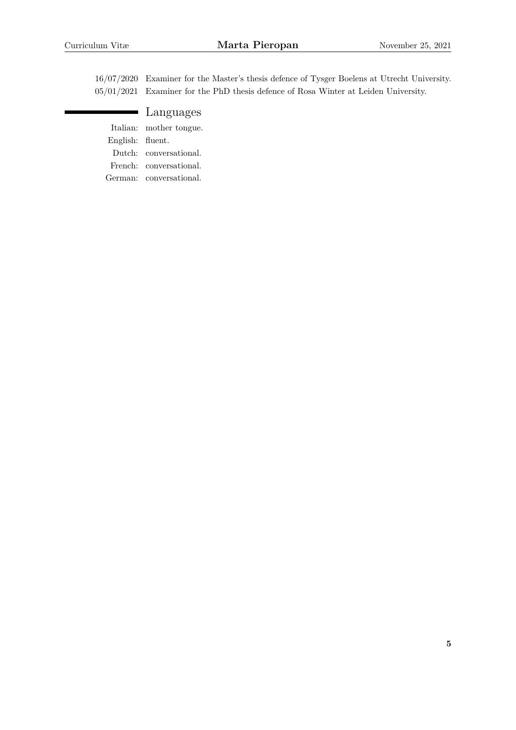16/07/2020 Examiner for the Master's thesis defence of Tysger Boelens at Utrecht University.

05/01/2021 Examiner for the PhD thesis defence of Rosa Winter at Leiden University.

## Languages

Italian: mother tongue.

English: fluent.

Dutch: conversational.

French: conversational.

German: conversational.